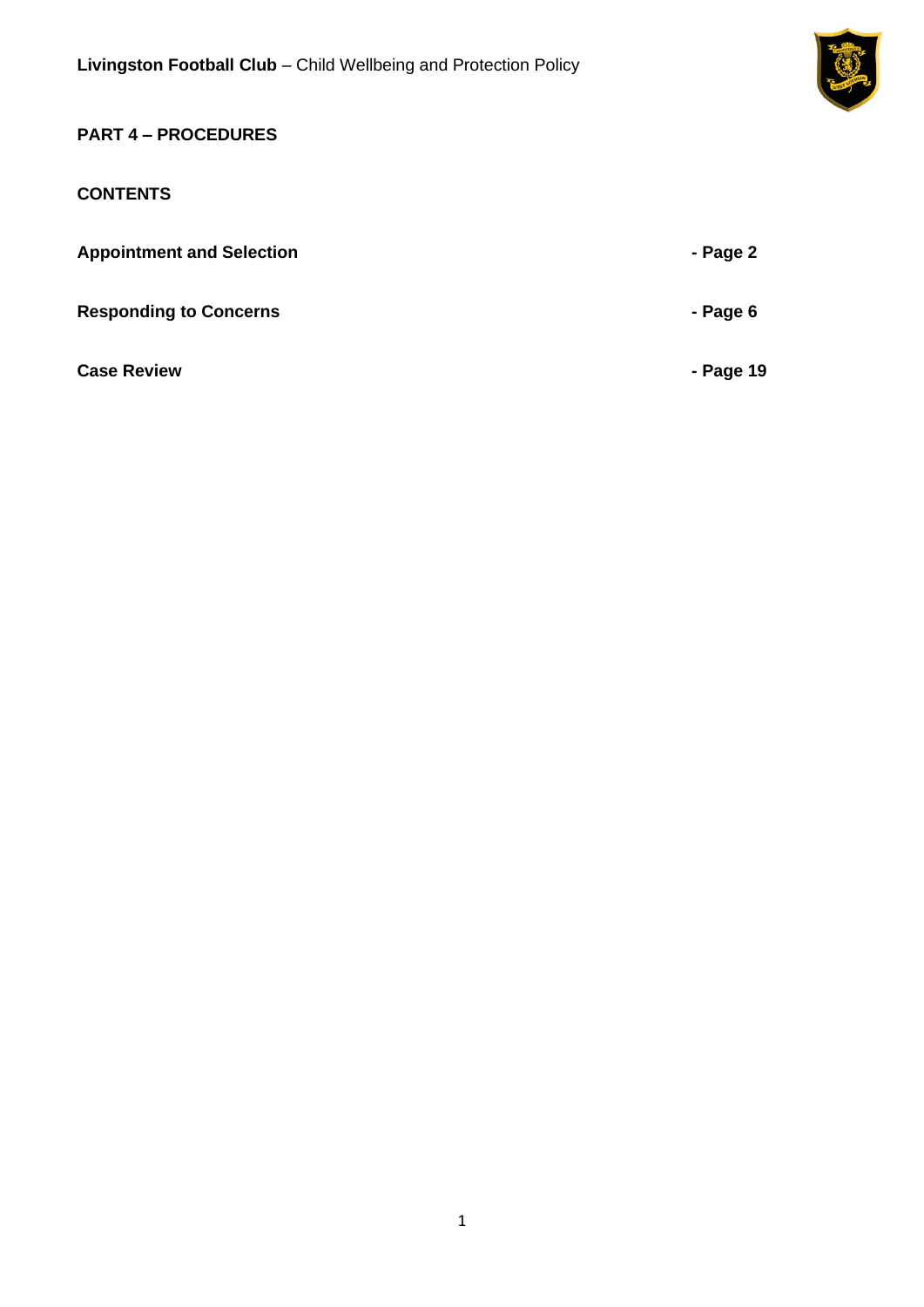## PART 4 – PROCEDURES

### CONTENTS

| | |
|---|---|
| **Appointment and Selection** | **- Page 2** |
| **Responding to Concerns** | **- Page 6** |
| **Case Review** | **- Page 19** |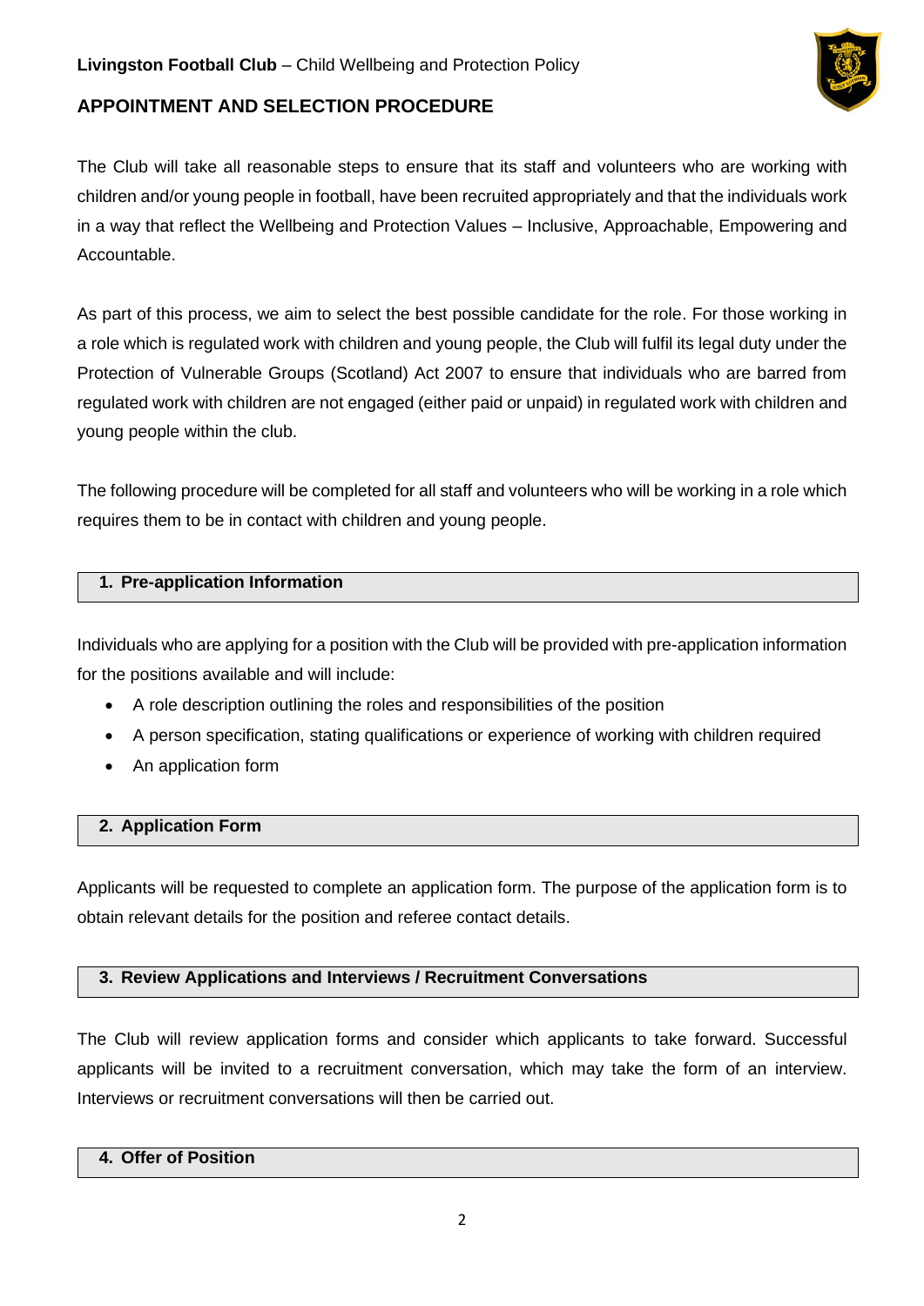## APPOINTMENT AND SELECTION PROCEDURE

The Club will take all reasonable steps to ensure that its staff and volunteers who are working with children and/or young people in football, have been recruited appropriately and that the individuals work in a way that reflect the Wellbeing and Protection Values – Inclusive, Approachable, Empowering and Accountable.

As part of this process, we aim to select the best possible candidate for the role. For those working in a role which is regulated work with children and young people, the Club will fulfil its legal duty under the Protection of Vulnerable Groups (Scotland) Act 2007 to ensure that individuals who are barred from regulated work with children are not engaged (either paid or unpaid) in regulated work with children and young people within the club.

The following procedure will be completed for all staff and volunteers who will be working in a role which requires them to be in contact with children and young people.

### 1. Pre-application Information

Individuals who are applying for a position with the Club will be provided with pre-application information for the positions available and will include:

- A role description outlining the roles and responsibilities of the position
- A person specification, stating qualifications or experience of working with children required
- An application form

### 2. Application Form

Applicants will be requested to complete an application form. The purpose of the application form is to obtain relevant details for the position and referee contact details.

### 3. Review Applications and Interviews / Recruitment Conversations

The Club will review application forms and consider which applicants to take forward. Successful applicants will be invited to a recruitment conversation, which may take the form of an interview. Interviews or recruitment conversations will then be carried out.

### 4. Offer of Position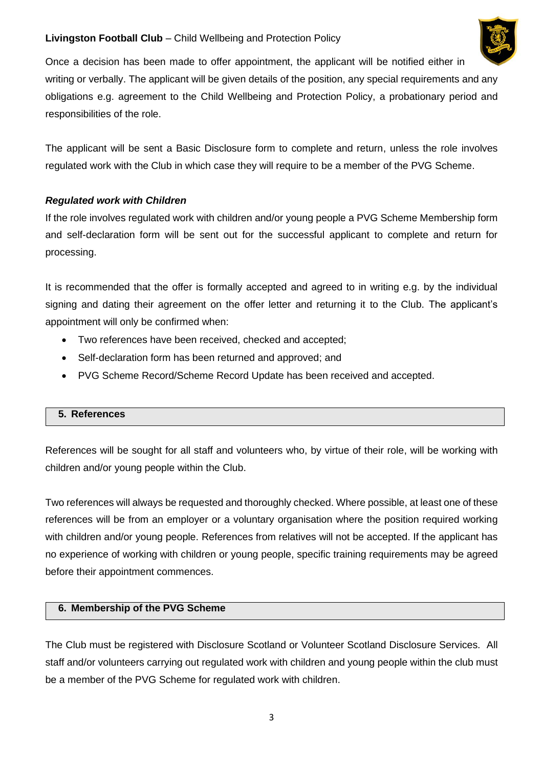Once a decision has been made to offer appointment, the applicant will be notified either in writing or verbally. The applicant will be given details of the position, any special requirements and any obligations e.g. agreement to the Child Wellbeing and Protection Policy, a probationary period and responsibilities of the role.

The applicant will be sent a Basic Disclosure form to complete and return, unless the role involves regulated work with the Club in which case they will require to be a member of the PVG Scheme.

***Regulated work with Children***

If the role involves regulated work with children and/or young people a PVG Scheme Membership form and self-declaration form will be sent out for the successful applicant to complete and return for processing.

It is recommended that the offer is formally accepted and agreed to in writing e.g. by the individual signing and dating their agreement on the offer letter and returning it to the Club. The applicant's appointment will only be confirmed when:

- Two references have been received, checked and accepted;
- Self-declaration form has been returned and approved; and
- PVG Scheme Record/Scheme Record Update has been received and accepted.

## 5. References

References will be sought for all staff and volunteers who, by virtue of their role, will be working with children and/or young people within the Club.

Two references will always be requested and thoroughly checked. Where possible, at least one of these references will be from an employer or a voluntary organisation where the position required working with children and/or young people. References from relatives will not be accepted. If the applicant has no experience of working with children or young people, specific training requirements may be agreed before their appointment commences.

## 6. Membership of the PVG Scheme

The Club must be registered with Disclosure Scotland or Volunteer Scotland Disclosure Services. All staff and/or volunteers carrying out regulated work with children and young people within the club must be a member of the PVG Scheme for regulated work with children.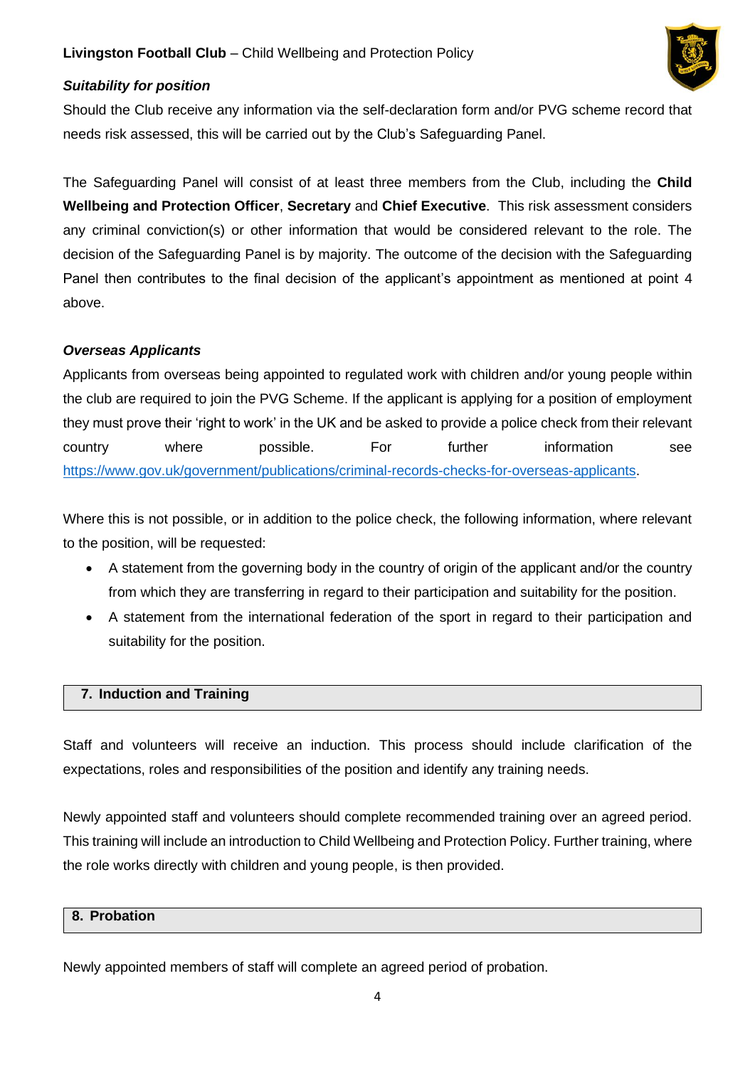***Suitability for position***

Should the Club receive any information via the self-declaration form and/or PVG scheme record that needs risk assessed, this will be carried out by the Club's Safeguarding Panel.

The Safeguarding Panel will consist of at least three members from the Club, including the **Child Wellbeing and Protection Officer**, **Secretary** and **Chief Executive**. This risk assessment considers any criminal conviction(s) or other information that would be considered relevant to the role. The decision of the Safeguarding Panel is by majority. The outcome of the decision with the Safeguarding Panel then contributes to the final decision of the applicant's appointment as mentioned at point 4 above.

***Overseas Applicants***

Applicants from overseas being appointed to regulated work with children and/or young people within the club are required to join the PVG Scheme. If the applicant is applying for a position of employment they must prove their 'right to work' in the UK and be asked to provide a police check from their relevant country where possible. For further information see [https://www.gov.uk/government/publications/criminal-records-checks-for-overseas-applicants](https://www.gov.uk/government/publications/criminal-records-checks-for-overseas-applicants).

Where this is not possible, or in addition to the police check, the following information, where relevant to the position, will be requested:

- A statement from the governing body in the country of origin of the applicant and/or the country from which they are transferring in regard to their participation and suitability for the position.
- A statement from the international federation of the sport in regard to their participation and suitability for the position.

## 7. Induction and Training

Staff and volunteers will receive an induction. This process should include clarification of the expectations, roles and responsibilities of the position and identify any training needs.

Newly appointed staff and volunteers should complete recommended training over an agreed period. This training will include an introduction to Child Wellbeing and Protection Policy. Further training, where the role works directly with children and young people, is then provided.

## 8. Probation

Newly appointed members of staff will complete an agreed period of probation.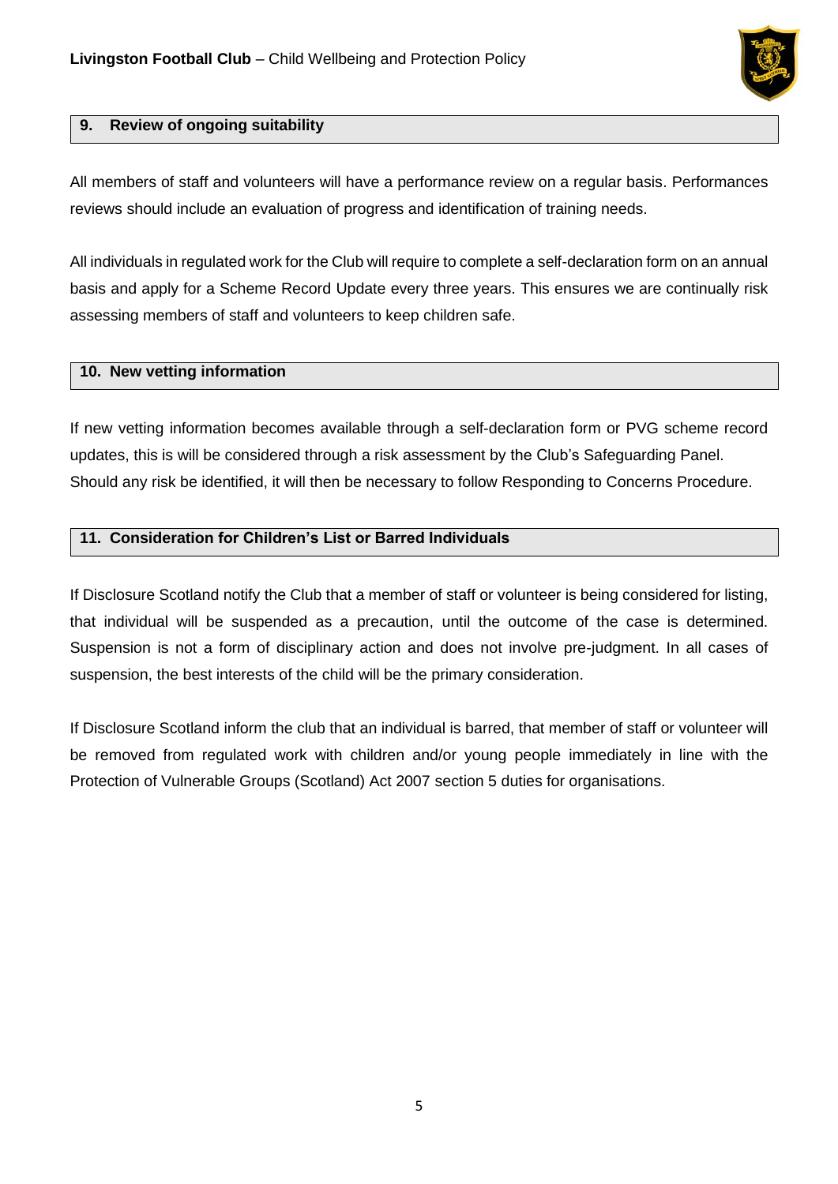## 9. Review of ongoing suitability

All members of staff and volunteers will have a performance review on a regular basis. Performances reviews should include an evaluation of progress and identification of training needs.

All individuals in regulated work for the Club will require to complete a self-declaration form on an annual basis and apply for a Scheme Record Update every three years. This ensures we are continually risk assessing members of staff and volunteers to keep children safe.

## 10. New vetting information

If new vetting information becomes available through a self-declaration form or PVG scheme record updates, this is will be considered through a risk assessment by the Club's Safeguarding Panel. Should any risk be identified, it will then be necessary to follow Responding to Concerns Procedure.

## 11. Consideration for Children's List or Barred Individuals

If Disclosure Scotland notify the Club that a member of staff or volunteer is being considered for listing, that individual will be suspended as a precaution, until the outcome of the case is determined. Suspension is not a form of disciplinary action and does not involve pre-judgment. In all cases of suspension, the best interests of the child will be the primary consideration.

If Disclosure Scotland inform the club that an individual is barred, that member of staff or volunteer will be removed from regulated work with children and/or young people immediately in line with the Protection of Vulnerable Groups (Scotland) Act 2007 section 5 duties for organisations.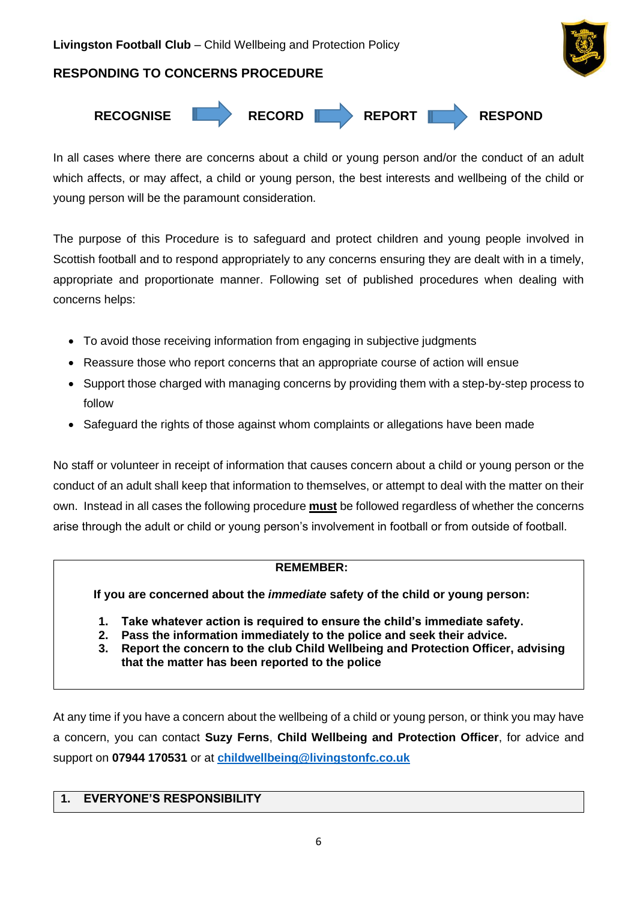## RESPONDING TO CONCERNS PROCEDURE

**RECOGNISE** → **RECORD** → **REPORT** → **RESPOND**

In all cases where there are concerns about a child or young person and/or the conduct of an adult which affects, or may affect, a child or young person, the best interests and wellbeing of the child or young person will be the paramount consideration.

The purpose of this Procedure is to safeguard and protect children and young people involved in Scottish football and to respond appropriately to any concerns ensuring they are dealt with in a timely, appropriate and proportionate manner. Following set of published procedures when dealing with concerns helps:

- To avoid those receiving information from engaging in subjective judgments
- Reassure those who report concerns that an appropriate course of action will ensue
- Support those charged with managing concerns by providing them with a step-by-step process to follow
- Safeguard the rights of those against whom complaints or allegations have been made

No staff or volunteer in receipt of information that causes concern about a child or young person or the conduct of an adult shall keep that information to themselves, or attempt to deal with the matter on their own. Instead in all cases the following procedure **must** be followed regardless of whether the concerns arise through the adult or child or young person's involvement in football or from outside of football.

> **REMEMBER:**
>
> **If you are concerned about the *immediate* safety of the child or young person:**
>
> 1. **Take whatever action is required to ensure the child's immediate safety.**
> 2. **Pass the information immediately to the police and seek their advice.**
> 3. **Report the concern to the club Child Wellbeing and Protection Officer, advising that the matter has been reported to the police**

At any time if you have a concern about the wellbeing of a child or young person, or think you may have a concern, you can contact **Suzy Ferns**, **Child Wellbeing and Protection Officer**, for advice and support on **07944 170531** or at **childwellbeing@livingstonfc.co.uk**

### 1. EVERYONE'S RESPONSIBILITY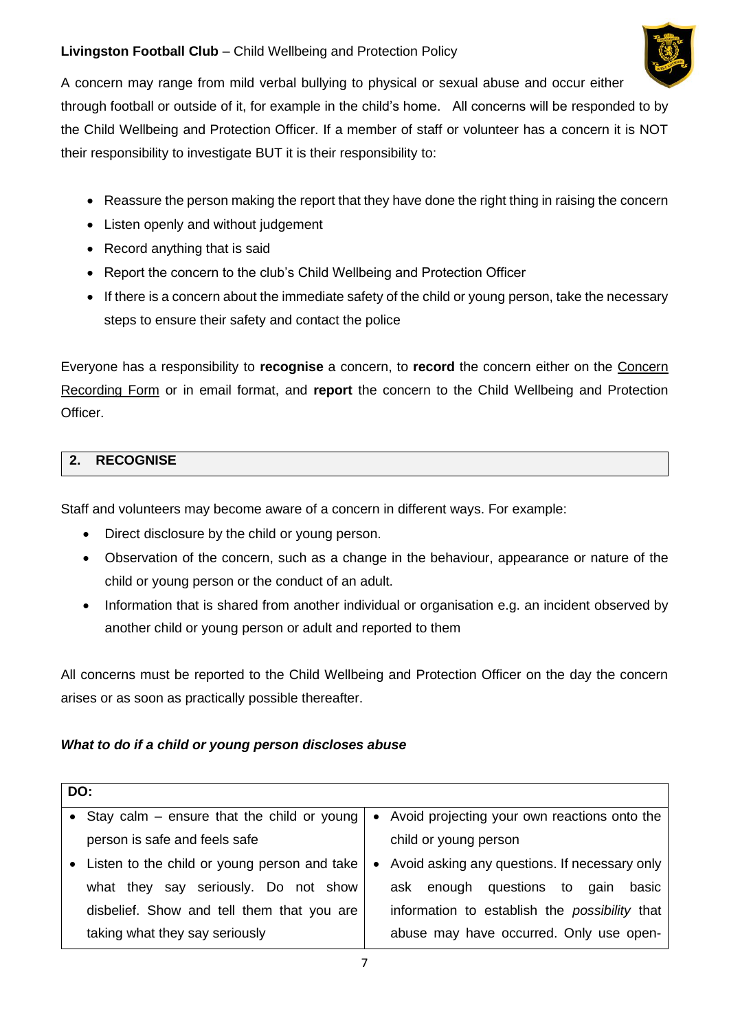A concern may range from mild verbal bullying to physical or sexual abuse and occur either through football or outside of it, for example in the child's home. All concerns will be responded to by the Child Wellbeing and Protection Officer. If a member of staff or volunteer has a concern it is NOT their responsibility to investigate BUT it is their responsibility to:

- Reassure the person making the report that they have done the right thing in raising the concern
- Listen openly and without judgement
- Record anything that is said
- Report the concern to the club's Child Wellbeing and Protection Officer
- If there is a concern about the immediate safety of the child or young person, take the necessary steps to ensure their safety and contact the police

Everyone has a responsibility to **recognise** a concern, to **record** the concern either on the Concern Recording Form or in email format, and **report** the concern to the Child Wellbeing and Protection Officer.

## 2. RECOGNISE

Staff and volunteers may become aware of a concern in different ways. For example:

- Direct disclosure by the child or young person.
- Observation of the concern, such as a change in the behaviour, appearance or nature of the child or young person or the conduct of an adult.
- Information that is shared from another individual or organisation e.g. an incident observed by another child or young person or adult and reported to them

All concerns must be reported to the Child Wellbeing and Protection Officer on the day the concern arises or as soon as practically possible thereafter.

***What to do if a child or young person discloses abuse***

| DO: | |
|---|---|
| • Stay calm – ensure that the child or young person is safe and feels safe | • Avoid projecting your own reactions onto the child or young person |
| • Listen to the child or young person and take what they say seriously. Do not show disbelief. Show and tell them that you are taking what they say seriously | • Avoid asking any questions. If necessary only ask enough questions to gain basic information to establish the *possibility* that abuse may have occurred. Only use open- |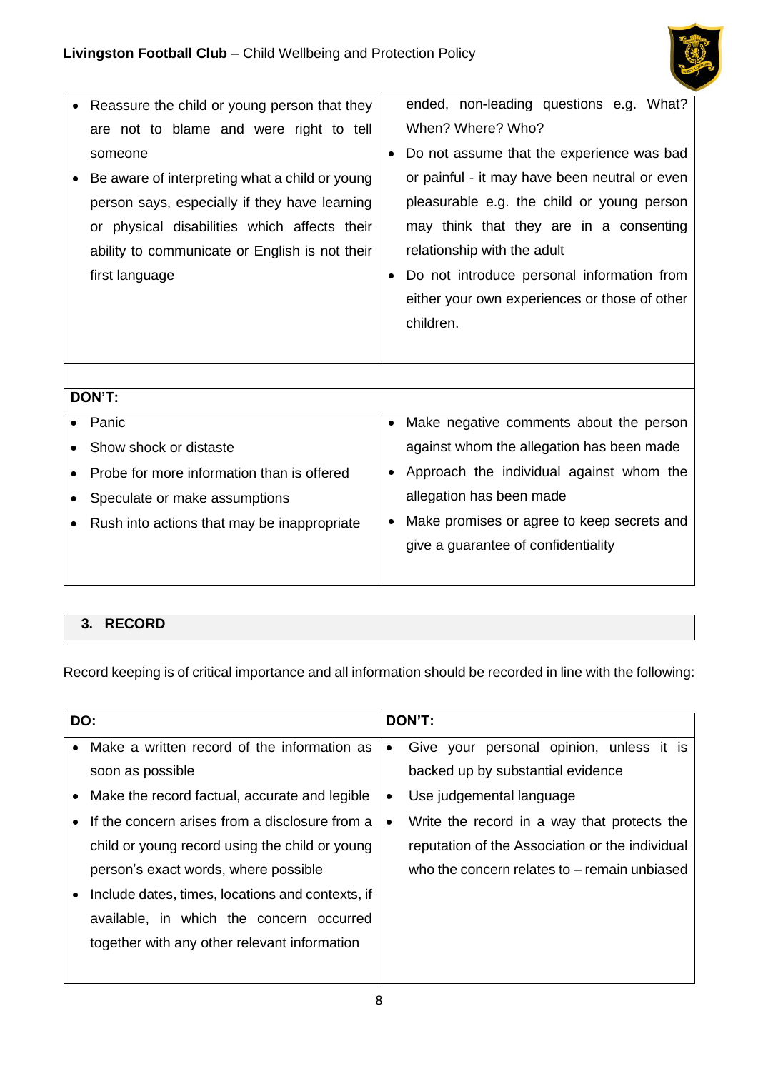| | |
|---|---|
| • Reassure the child or young person that they are not to blame and were right to tell someone<br>• Be aware of interpreting what a child or young person says, especially if they have learning or physical disabilities which affects their ability to communicate or English is not their first language | ended, non-leading questions e.g. What? When? Where? Who?<br>• Do not assume that the experience was bad or painful - it may have been neutral or even pleasurable e.g. the child or young person may think that they are in a consenting relationship with the adult<br>• Do not introduce personal information from either your own experiences or those of other children. |

| **DON'T:** | |
|---|---|
| • Panic<br>• Show shock or distaste<br>• Probe for more information than is offered<br>• Speculate or make assumptions<br>• Rush into actions that may be inappropriate | • Make negative comments about the person against whom the allegation has been made<br>• Approach the individual against whom the allegation has been made<br>• Make promises or agree to keep secrets and give a guarantee of confidentiality |

## 3. RECORD

Record keeping is of critical importance and all information should be recorded in line with the following:

| **DO:** | **DON'T:** |
|---|---|
| • Make a written record of the information as soon as possible<br>• Make the record factual, accurate and legible<br>• If the concern arises from a disclosure from a child or young record using the child or young person's exact words, where possible<br>• Include dates, times, locations and contexts, if available, in which the concern occurred together with any other relevant information | • Give your personal opinion, unless it is backed up by substantial evidence<br>• Use judgemental language<br>• Write the record in a way that protects the reputation of the Association or the individual who the concern relates to – remain unbiased |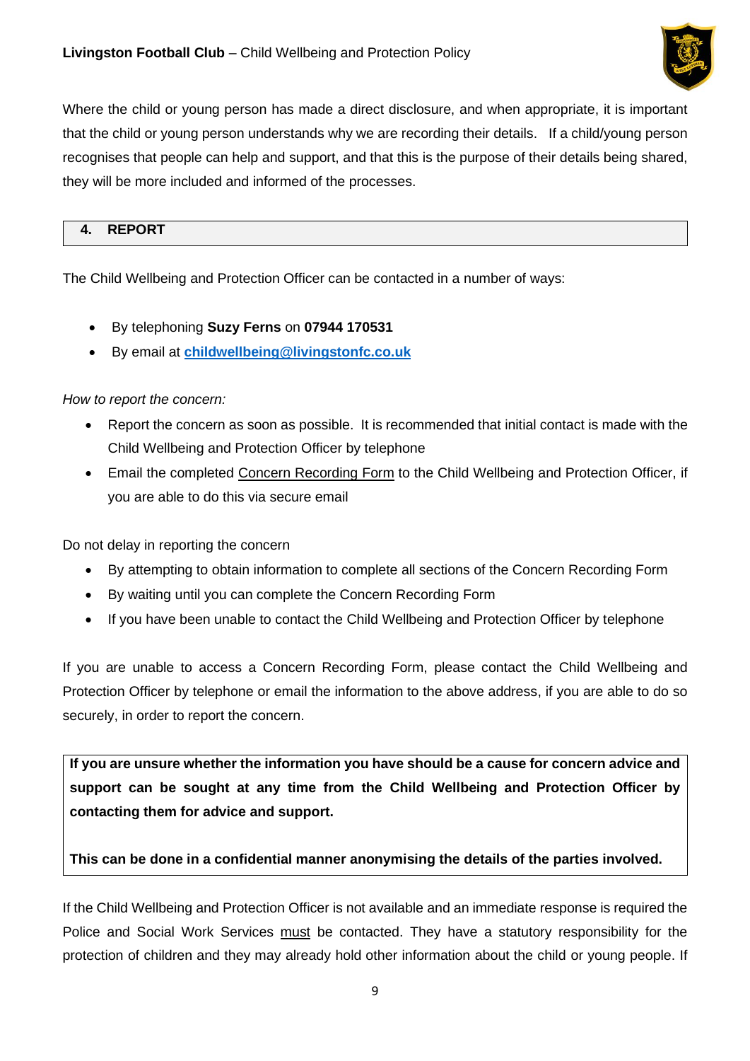Where the child or young person has made a direct disclosure, and when appropriate, it is important that the child or young person understands why we are recording their details. If a child/young person recognises that people can help and support, and that this is the purpose of their details being shared, they will be more included and informed of the processes.

## 4. REPORT

The Child Wellbeing and Protection Officer can be contacted in a number of ways:

- By telephoning **Suzy Ferns** on **07944 170531**
- By email at **childwellbeing@livingstonfc.co.uk**

*How to report the concern:*

- Report the concern as soon as possible. It is recommended that initial contact is made with the Child Wellbeing and Protection Officer by telephone
- Email the completed Concern Recording Form to the Child Wellbeing and Protection Officer, if you are able to do this via secure email

Do not delay in reporting the concern

- By attempting to obtain information to complete all sections of the Concern Recording Form
- By waiting until you can complete the Concern Recording Form
- If you have been unable to contact the Child Wellbeing and Protection Officer by telephone

If you are unable to access a Concern Recording Form, please contact the Child Wellbeing and Protection Officer by telephone or email the information to the above address, if you are able to do so securely, in order to report the concern.

**If you are unsure whether the information you have should be a cause for concern advice and support can be sought at any time from the Child Wellbeing and Protection Officer by contacting them for advice and support.**

**This can be done in a confidential manner anonymising the details of the parties involved.**

If the Child Wellbeing and Protection Officer is not available and an immediate response is required the Police and Social Work Services must be contacted. They have a statutory responsibility for the protection of children and they may already hold other information about the child or young people. If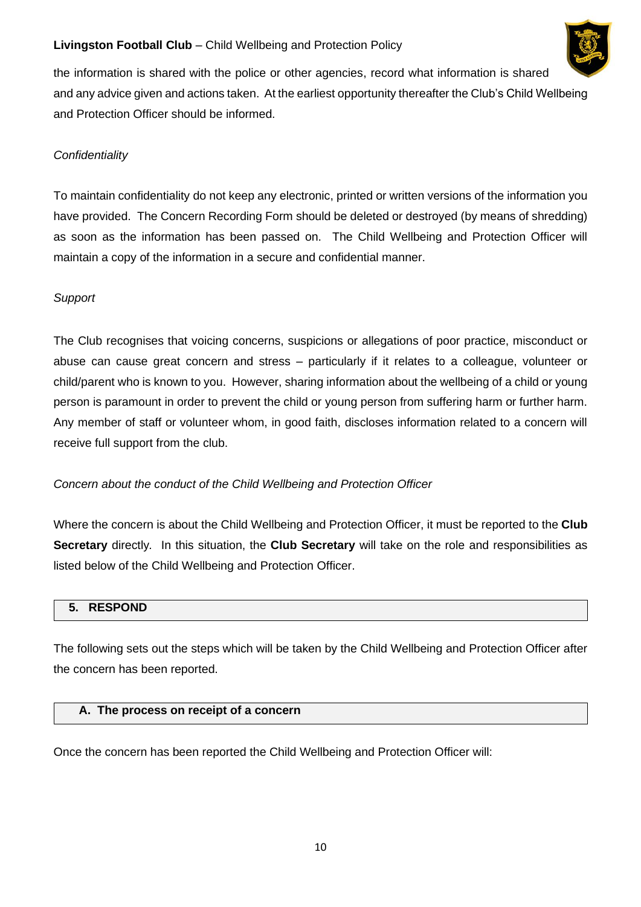the information is shared with the police or other agencies, record what information is shared and any advice given and actions taken. At the earliest opportunity thereafter the Club's Child Wellbeing and Protection Officer should be informed.

*Confidentiality*

To maintain confidentiality do not keep any electronic, printed or written versions of the information you have provided. The Concern Recording Form should be deleted or destroyed (by means of shredding) as soon as the information has been passed on. The Child Wellbeing and Protection Officer will maintain a copy of the information in a secure and confidential manner.

*Support*

The Club recognises that voicing concerns, suspicions or allegations of poor practice, misconduct or abuse can cause great concern and stress – particularly if it relates to a colleague, volunteer or child/parent who is known to you. However, sharing information about the wellbeing of a child or young person is paramount in order to prevent the child or young person from suffering harm or further harm. Any member of staff or volunteer whom, in good faith, discloses information related to a concern will receive full support from the club.

*Concern about the conduct of the Child Wellbeing and Protection Officer*

Where the concern is about the Child Wellbeing and Protection Officer, it must be reported to the **Club Secretary** directly. In this situation, the **Club Secretary** will take on the role and responsibilities as listed below of the Child Wellbeing and Protection Officer.

## 5. RESPOND

The following sets out the steps which will be taken by the Child Wellbeing and Protection Officer after the concern has been reported.

### A. The process on receipt of a concern

Once the concern has been reported the Child Wellbeing and Protection Officer will: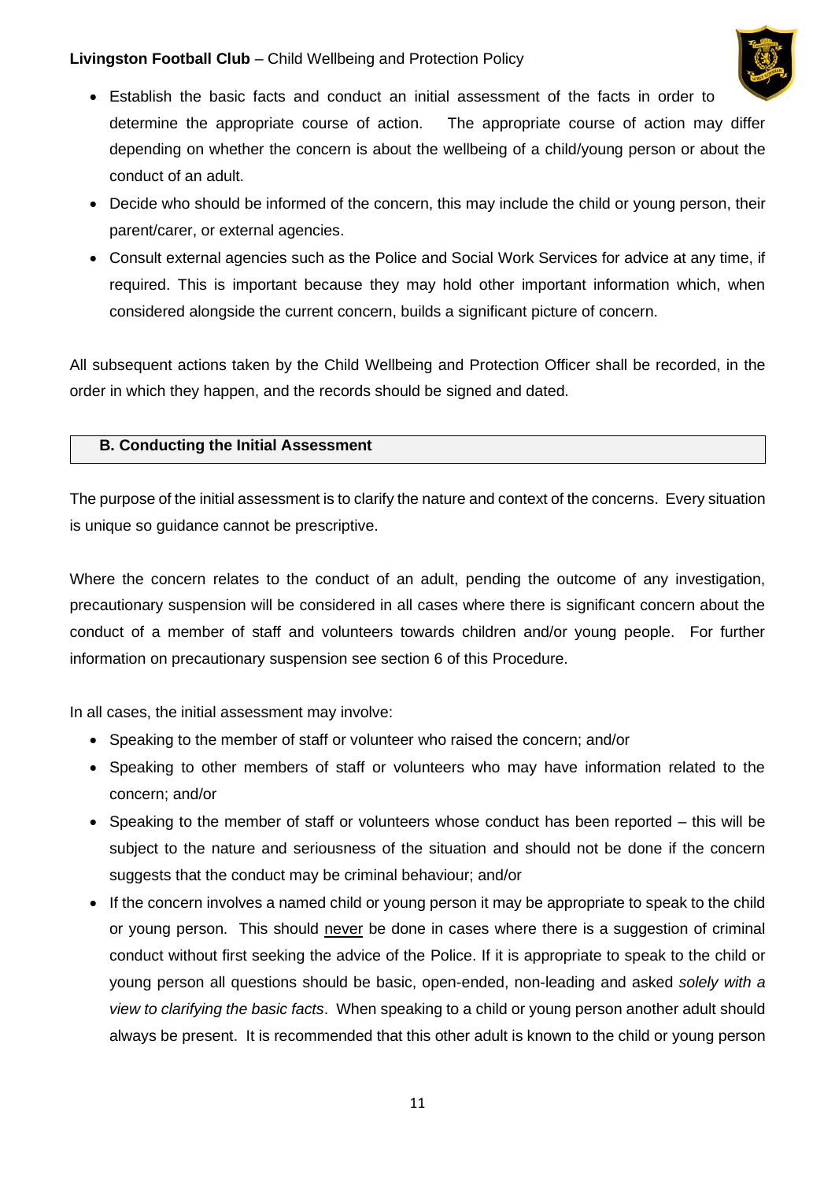- Establish the basic facts and conduct an initial assessment of the facts in order to determine the appropriate course of action. The appropriate course of action may differ depending on whether the concern is about the wellbeing of a child/young person or about the conduct of an adult.
- Decide who should be informed of the concern, this may include the child or young person, their parent/carer, or external agencies.
- Consult external agencies such as the Police and Social Work Services for advice at any time, if required. This is important because they may hold other important information which, when considered alongside the current concern, builds a significant picture of concern.

All subsequent actions taken by the Child Wellbeing and Protection Officer shall be recorded, in the order in which they happen, and the records should be signed and dated.

### B. Conducting the Initial Assessment

The purpose of the initial assessment is to clarify the nature and context of the concerns. Every situation is unique so guidance cannot be prescriptive.

Where the concern relates to the conduct of an adult, pending the outcome of any investigation, precautionary suspension will be considered in all cases where there is significant concern about the conduct of a member of staff and volunteers towards children and/or young people. For further information on precautionary suspension see section 6 of this Procedure.

In all cases, the initial assessment may involve:

- Speaking to the member of staff or volunteer who raised the concern; and/or
- Speaking to other members of staff or volunteers who may have information related to the concern; and/or
- Speaking to the member of staff or volunteers whose conduct has been reported – this will be subject to the nature and seriousness of the situation and should not be done if the concern suggests that the conduct may be criminal behaviour; and/or
- If the concern involves a named child or young person it may be appropriate to speak to the child or young person. This should never be done in cases where there is a suggestion of criminal conduct without first seeking the advice of the Police. If it is appropriate to speak to the child or young person all questions should be basic, open-ended, non-leading and asked *solely with a view to clarifying the basic facts*. When speaking to a child or young person another adult should always be present. It is recommended that this other adult is known to the child or young person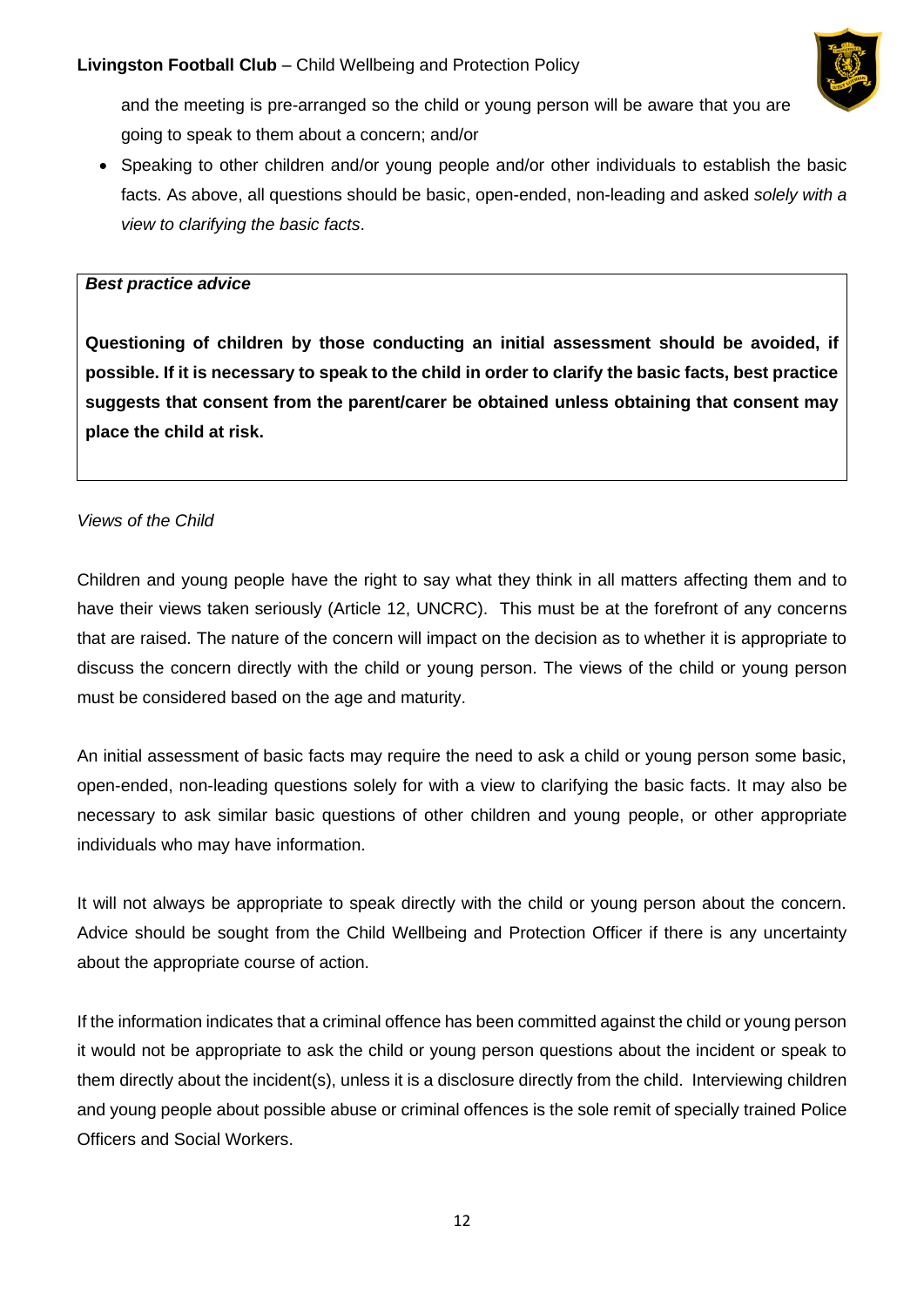and the meeting is pre-arranged so the child or young person will be aware that you are going to speak to them about a concern; and/or

- Speaking to other children and/or young people and/or other individuals to establish the basic facts. As above, all questions should be basic, open-ended, non-leading and asked *solely with a view to clarifying the basic facts*.

> ***Best practice advice***
>
> **Questioning of children by those conducting an initial assessment should be avoided, if possible. If it is necessary to speak to the child in order to clarify the basic facts, best practice suggests that consent from the parent/carer be obtained unless obtaining that consent may place the child at risk.**

*Views of the Child*

Children and young people have the right to say what they think in all matters affecting them and to have their views taken seriously (Article 12, UNCRC). This must be at the forefront of any concerns that are raised. The nature of the concern will impact on the decision as to whether it is appropriate to discuss the concern directly with the child or young person. The views of the child or young person must be considered based on the age and maturity.

An initial assessment of basic facts may require the need to ask a child or young person some basic, open-ended, non-leading questions solely for with a view to clarifying the basic facts. It may also be necessary to ask similar basic questions of other children and young people, or other appropriate individuals who may have information.

It will not always be appropriate to speak directly with the child or young person about the concern. Advice should be sought from the Child Wellbeing and Protection Officer if there is any uncertainty about the appropriate course of action.

If the information indicates that a criminal offence has been committed against the child or young person it would not be appropriate to ask the child or young person questions about the incident or speak to them directly about the incident(s), unless it is a disclosure directly from the child. Interviewing children and young people about possible abuse or criminal offences is the sole remit of specially trained Police Officers and Social Workers.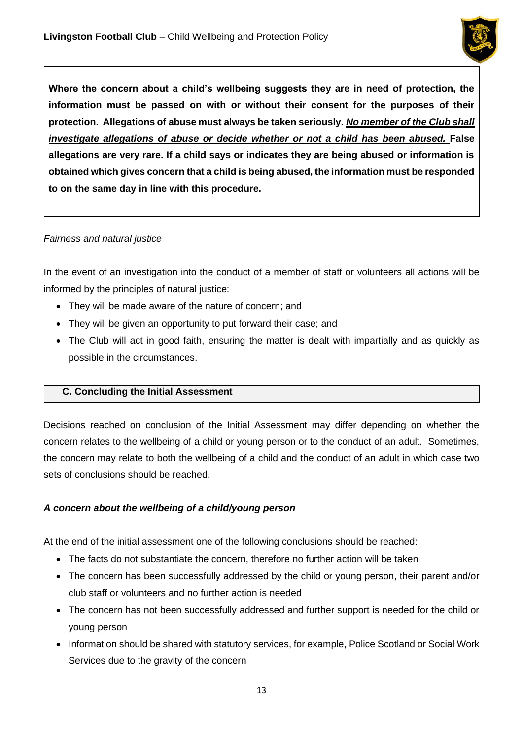**Where the concern about a child's wellbeing suggests they are in need of protection, the information must be passed on with or without their consent for the purposes of their protection. Allegations of abuse must always be taken seriously. *No member of the Club shall investigate allegations of abuse or decide whether or not a child has been abused.* False allegations are very rare. If a child says or indicates they are being abused or information is obtained which gives concern that a child is being abused, the information must be responded to on the same day in line with this procedure.**

*Fairness and natural justice*

In the event of an investigation into the conduct of a member of staff or volunteers all actions will be informed by the principles of natural justice:

- They will be made aware of the nature of concern; and
- They will be given an opportunity to put forward their case; and
- The Club will act in good faith, ensuring the matter is dealt with impartially and as quickly as possible in the circumstances.

### C. Concluding the Initial Assessment

Decisions reached on conclusion of the Initial Assessment may differ depending on whether the concern relates to the wellbeing of a child or young person or to the conduct of an adult. Sometimes, the concern may relate to both the wellbeing of a child and the conduct of an adult in which case two sets of conclusions should be reached.

***A concern about the wellbeing of a child/young person***

At the end of the initial assessment one of the following conclusions should be reached:

- The facts do not substantiate the concern, therefore no further action will be taken
- The concern has been successfully addressed by the child or young person, their parent and/or club staff or volunteers and no further action is needed
- The concern has not been successfully addressed and further support is needed for the child or young person
- Information should be shared with statutory services, for example, Police Scotland or Social Work Services due to the gravity of the concern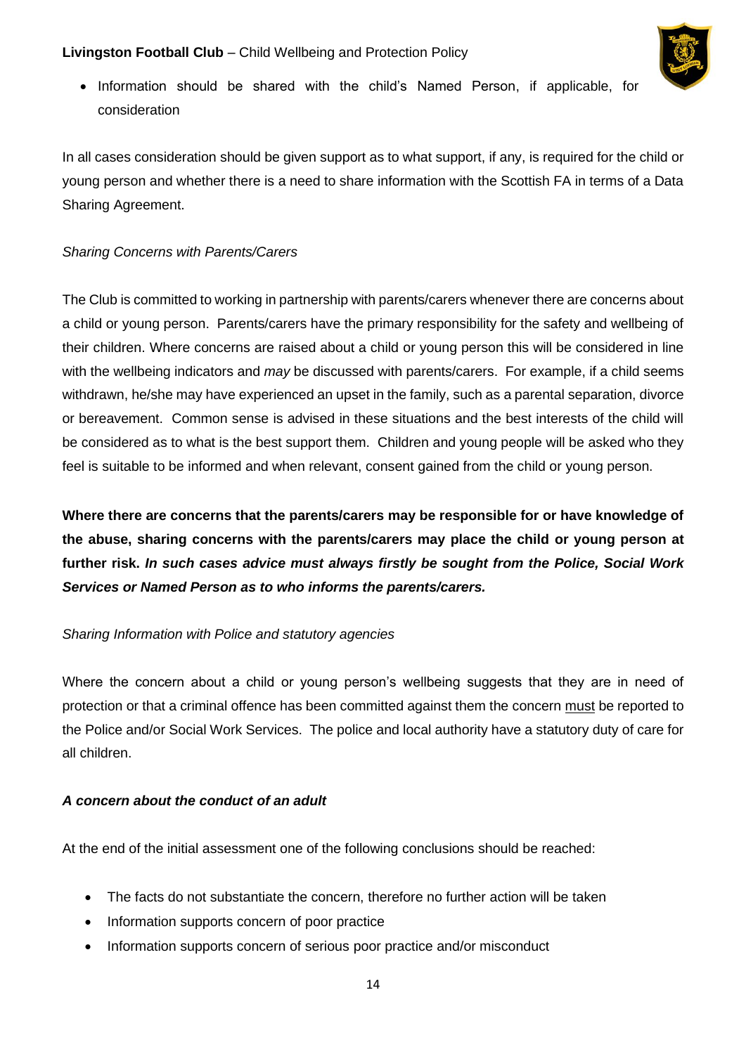- Information should be shared with the child's Named Person, if applicable, for consideration

In all cases consideration should be given support as to what support, if any, is required for the child or young person and whether there is a need to share information with the Scottish FA in terms of a Data Sharing Agreement.

*Sharing Concerns with Parents/Carers*

The Club is committed to working in partnership with parents/carers whenever there are concerns about a child or young person. Parents/carers have the primary responsibility for the safety and wellbeing of their children. Where concerns are raised about a child or young person this will be considered in line with the wellbeing indicators and *may* be discussed with parents/carers. For example, if a child seems withdrawn, he/she may have experienced an upset in the family, such as a parental separation, divorce or bereavement. Common sense is advised in these situations and the best interests of the child will be considered as to what is the best support them. Children and young people will be asked who they feel is suitable to be informed and when relevant, consent gained from the child or young person.

**Where there are concerns that the parents/carers may be responsible for or have knowledge of the abuse, sharing concerns with the parents/carers may place the child or young person at further risk. *In such cases advice must always firstly be sought from the Police, Social Work Services or Named Person as to who informs the parents/carers.***

*Sharing Information with Police and statutory agencies*

Where the concern about a child or young person's wellbeing suggests that they are in need of protection or that a criminal offence has been committed against them the concern must be reported to the Police and/or Social Work Services. The police and local authority have a statutory duty of care for all children.

***A concern about the conduct of an adult***

At the end of the initial assessment one of the following conclusions should be reached:

- The facts do not substantiate the concern, therefore no further action will be taken
- Information supports concern of poor practice
- Information supports concern of serious poor practice and/or misconduct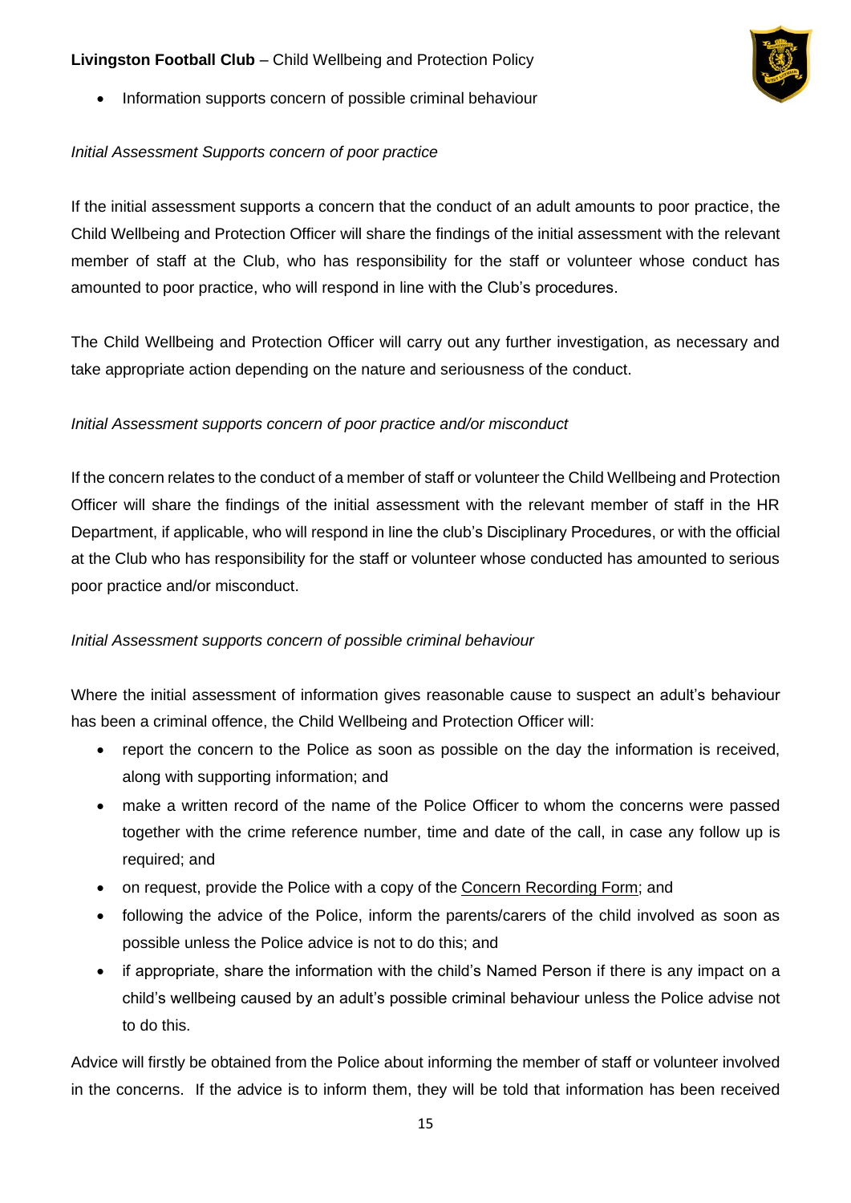- Information supports concern of possible criminal behaviour

*Initial Assessment Supports concern of poor practice*

If the initial assessment supports a concern that the conduct of an adult amounts to poor practice, the Child Wellbeing and Protection Officer will share the findings of the initial assessment with the relevant member of staff at the Club, who has responsibility for the staff or volunteer whose conduct has amounted to poor practice, who will respond in line with the Club's procedures.

The Child Wellbeing and Protection Officer will carry out any further investigation, as necessary and take appropriate action depending on the nature and seriousness of the conduct.

*Initial Assessment supports concern of poor practice and/or misconduct*

If the concern relates to the conduct of a member of staff or volunteer the Child Wellbeing and Protection Officer will share the findings of the initial assessment with the relevant member of staff in the HR Department, if applicable, who will respond in line the club's Disciplinary Procedures, or with the official at the Club who has responsibility for the staff or volunteer whose conducted has amounted to serious poor practice and/or misconduct.

*Initial Assessment supports concern of possible criminal behaviour*

Where the initial assessment of information gives reasonable cause to suspect an adult's behaviour has been a criminal offence, the Child Wellbeing and Protection Officer will:

- report the concern to the Police as soon as possible on the day the information is received, along with supporting information; and
- make a written record of the name of the Police Officer to whom the concerns were passed together with the crime reference number, time and date of the call, in case any follow up is required; and
- on request, provide the Police with a copy of the Concern Recording Form; and
- following the advice of the Police, inform the parents/carers of the child involved as soon as possible unless the Police advice is not to do this; and
- if appropriate, share the information with the child's Named Person if there is any impact on a child's wellbeing caused by an adult's possible criminal behaviour unless the Police advise not to do this.

Advice will firstly be obtained from the Police about informing the member of staff or volunteer involved in the concerns. If the advice is to inform them, they will be told that information has been received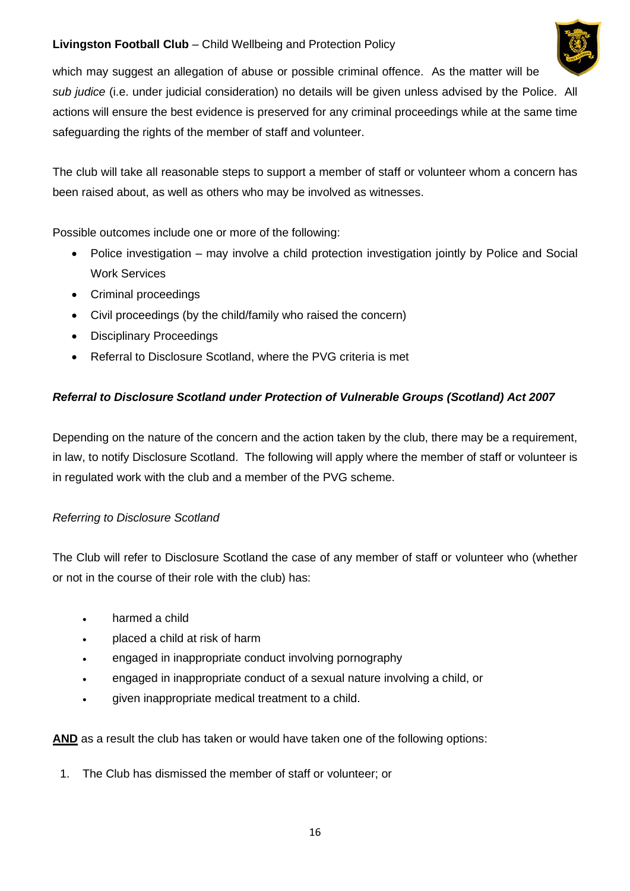which may suggest an allegation of abuse or possible criminal offence. As the matter will be *sub judice* (i.e. under judicial consideration) no details will be given unless advised by the Police. All actions will ensure the best evidence is preserved for any criminal proceedings while at the same time safeguarding the rights of the member of staff and volunteer.

The club will take all reasonable steps to support a member of staff or volunteer whom a concern has been raised about, as well as others who may be involved as witnesses.

Possible outcomes include one or more of the following:

- Police investigation – may involve a child protection investigation jointly by Police and Social Work Services
- Criminal proceedings
- Civil proceedings (by the child/family who raised the concern)
- Disciplinary Proceedings
- Referral to Disclosure Scotland, where the PVG criteria is met

***Referral to Disclosure Scotland under Protection of Vulnerable Groups (Scotland) Act 2007***

Depending on the nature of the concern and the action taken by the club, there may be a requirement, in law, to notify Disclosure Scotland. The following will apply where the member of staff or volunteer is in regulated work with the club and a member of the PVG scheme.

*Referring to Disclosure Scotland*

The Club will refer to Disclosure Scotland the case of any member of staff or volunteer who (whether or not in the course of their role with the club) has:

- harmed a child
- placed a child at risk of harm
- engaged in inappropriate conduct involving pornography
- engaged in inappropriate conduct of a sexual nature involving a child, or
- given inappropriate medical treatment to a child.

<u>**AND**</u> as a result the club has taken or would have taken one of the following options:

1. The Club has dismissed the member of staff or volunteer; or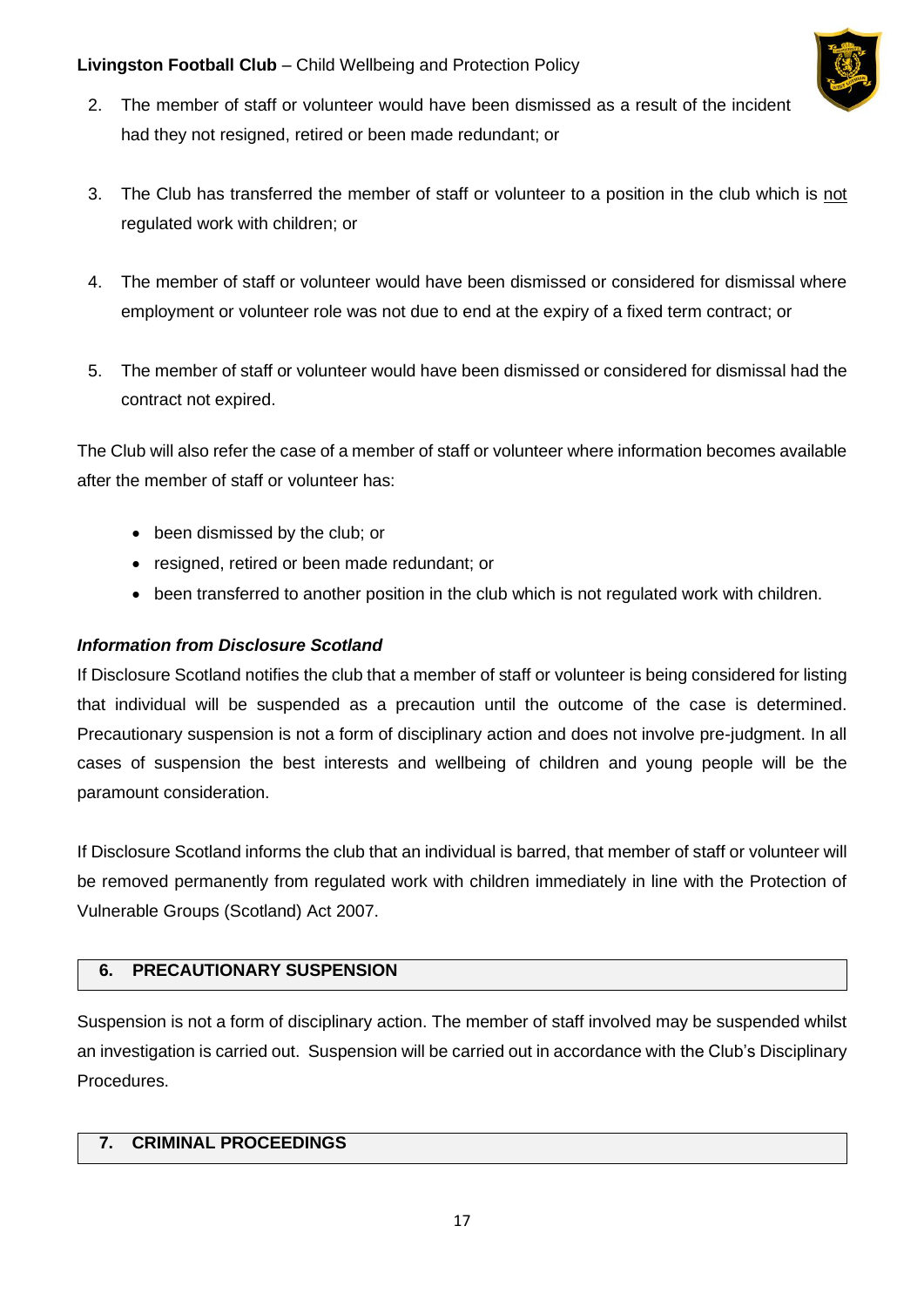2. The member of staff or volunteer would have been dismissed as a result of the incident had they not resigned, retired or been made redundant; or

3. The Club has transferred the member of staff or volunteer to a position in the club which is not regulated work with children; or

4. The member of staff or volunteer would have been dismissed or considered for dismissal where employment or volunteer role was not due to end at the expiry of a fixed term contract; or

5. The member of staff or volunteer would have been dismissed or considered for dismissal had the contract not expired.

The Club will also refer the case of a member of staff or volunteer where information becomes available after the member of staff or volunteer has:

- been dismissed by the club; or
- resigned, retired or been made redundant; or
- been transferred to another position in the club which is not regulated work with children.

***Information from Disclosure Scotland***

If Disclosure Scotland notifies the club that a member of staff or volunteer is being considered for listing that individual will be suspended as a precaution until the outcome of the case is determined. Precautionary suspension is not a form of disciplinary action and does not involve pre-judgment. In all cases of suspension the best interests and wellbeing of children and young people will be the paramount consideration.

If Disclosure Scotland informs the club that an individual is barred, that member of staff or volunteer will be removed permanently from regulated work with children immediately in line with the Protection of Vulnerable Groups (Scotland) Act 2007.

## 6. PRECAUTIONARY SUSPENSION

Suspension is not a form of disciplinary action. The member of staff involved may be suspended whilst an investigation is carried out. Suspension will be carried out in accordance with the Club's Disciplinary Procedures.

## 7. CRIMINAL PROCEEDINGS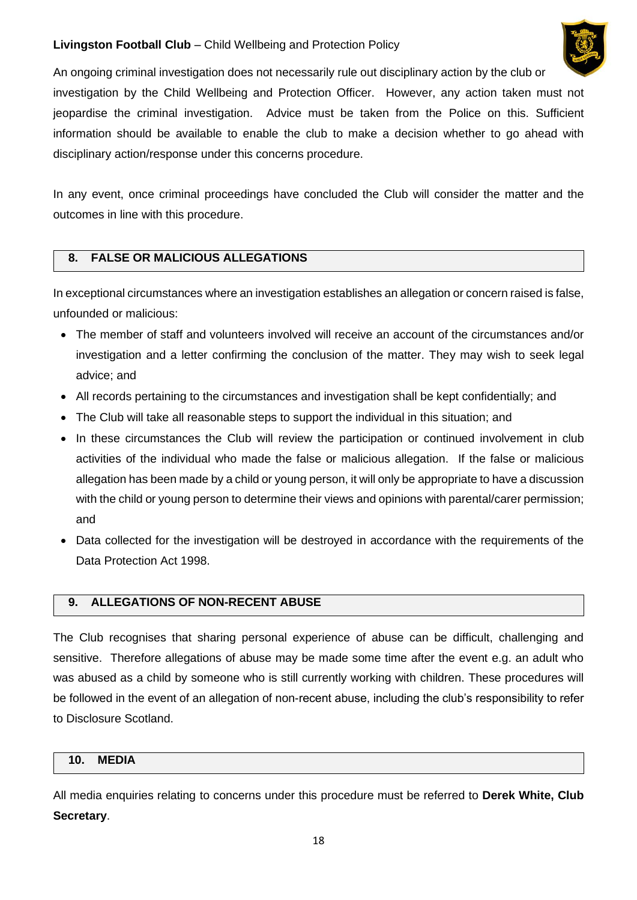An ongoing criminal investigation does not necessarily rule out disciplinary action by the club or investigation by the Child Wellbeing and Protection Officer. However, any action taken must not jeopardise the criminal investigation. Advice must be taken from the Police on this. Sufficient information should be available to enable the club to make a decision whether to go ahead with disciplinary action/response under this concerns procedure.

In any event, once criminal proceedings have concluded the Club will consider the matter and the outcomes in line with this procedure.

## 8. FALSE OR MALICIOUS ALLEGATIONS

In exceptional circumstances where an investigation establishes an allegation or concern raised is false, unfounded or malicious:

- The member of staff and volunteers involved will receive an account of the circumstances and/or investigation and a letter confirming the conclusion of the matter. They may wish to seek legal advice; and
- All records pertaining to the circumstances and investigation shall be kept confidentially; and
- The Club will take all reasonable steps to support the individual in this situation; and
- In these circumstances the Club will review the participation or continued involvement in club activities of the individual who made the false or malicious allegation. If the false or malicious allegation has been made by a child or young person, it will only be appropriate to have a discussion with the child or young person to determine their views and opinions with parental/carer permission; and
- Data collected for the investigation will be destroyed in accordance with the requirements of the Data Protection Act 1998.

## 9. ALLEGATIONS OF NON-RECENT ABUSE

The Club recognises that sharing personal experience of abuse can be difficult, challenging and sensitive. Therefore allegations of abuse may be made some time after the event e.g. an adult who was abused as a child by someone who is still currently working with children. These procedures will be followed in the event of an allegation of non-recent abuse, including the club's responsibility to refer to Disclosure Scotland.

## 10. MEDIA

All media enquiries relating to concerns under this procedure must be referred to **Derek White, Club Secretary**.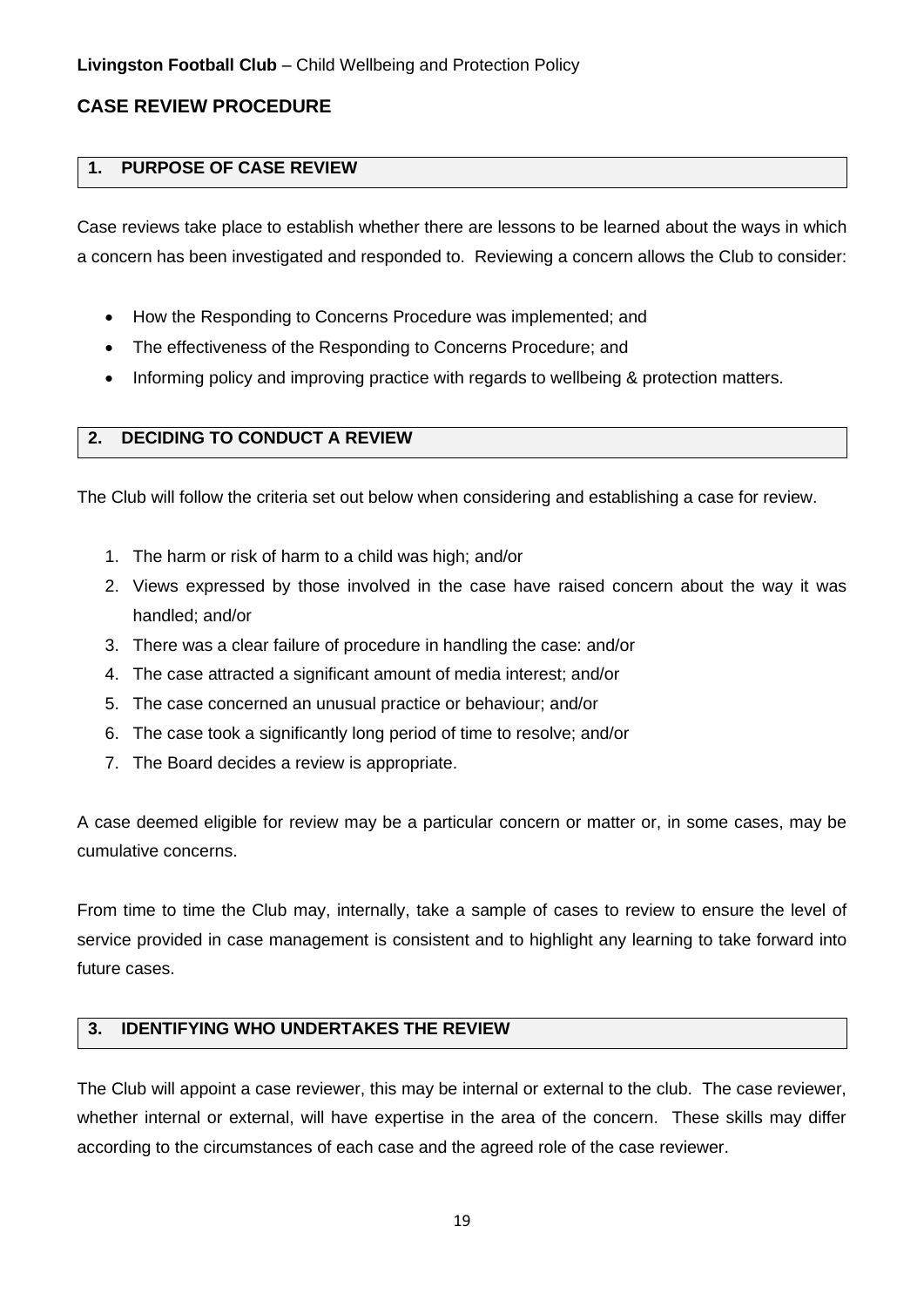**Livingston Football Club** – Child Wellbeing and Protection Policy

## CASE REVIEW PROCEDURE

### 1. PURPOSE OF CASE REVIEW

Case reviews take place to establish whether there are lessons to be learned about the ways in which a concern has been investigated and responded to. Reviewing a concern allows the Club to consider:

- How the Responding to Concerns Procedure was implemented; and
- The effectiveness of the Responding to Concerns Procedure; and
- Informing policy and improving practice with regards to wellbeing & protection matters.

### 2. DECIDING TO CONDUCT A REVIEW

The Club will follow the criteria set out below when considering and establishing a case for review.

1. The harm or risk of harm to a child was high; and/or
2. Views expressed by those involved in the case have raised concern about the way it was handled; and/or
3. There was a clear failure of procedure in handling the case: and/or
4. The case attracted a significant amount of media interest; and/or
5. The case concerned an unusual practice or behaviour; and/or
6. The case took a significantly long period of time to resolve; and/or
7. The Board decides a review is appropriate.

A case deemed eligible for review may be a particular concern or matter or, in some cases, may be cumulative concerns.

From time to time the Club may, internally, take a sample of cases to review to ensure the level of service provided in case management is consistent and to highlight any learning to take forward into future cases.

### 3. IDENTIFYING WHO UNDERTAKES THE REVIEW

The Club will appoint a case reviewer, this may be internal or external to the club. The case reviewer, whether internal or external, will have expertise in the area of the concern. These skills may differ according to the circumstances of each case and the agreed role of the case reviewer.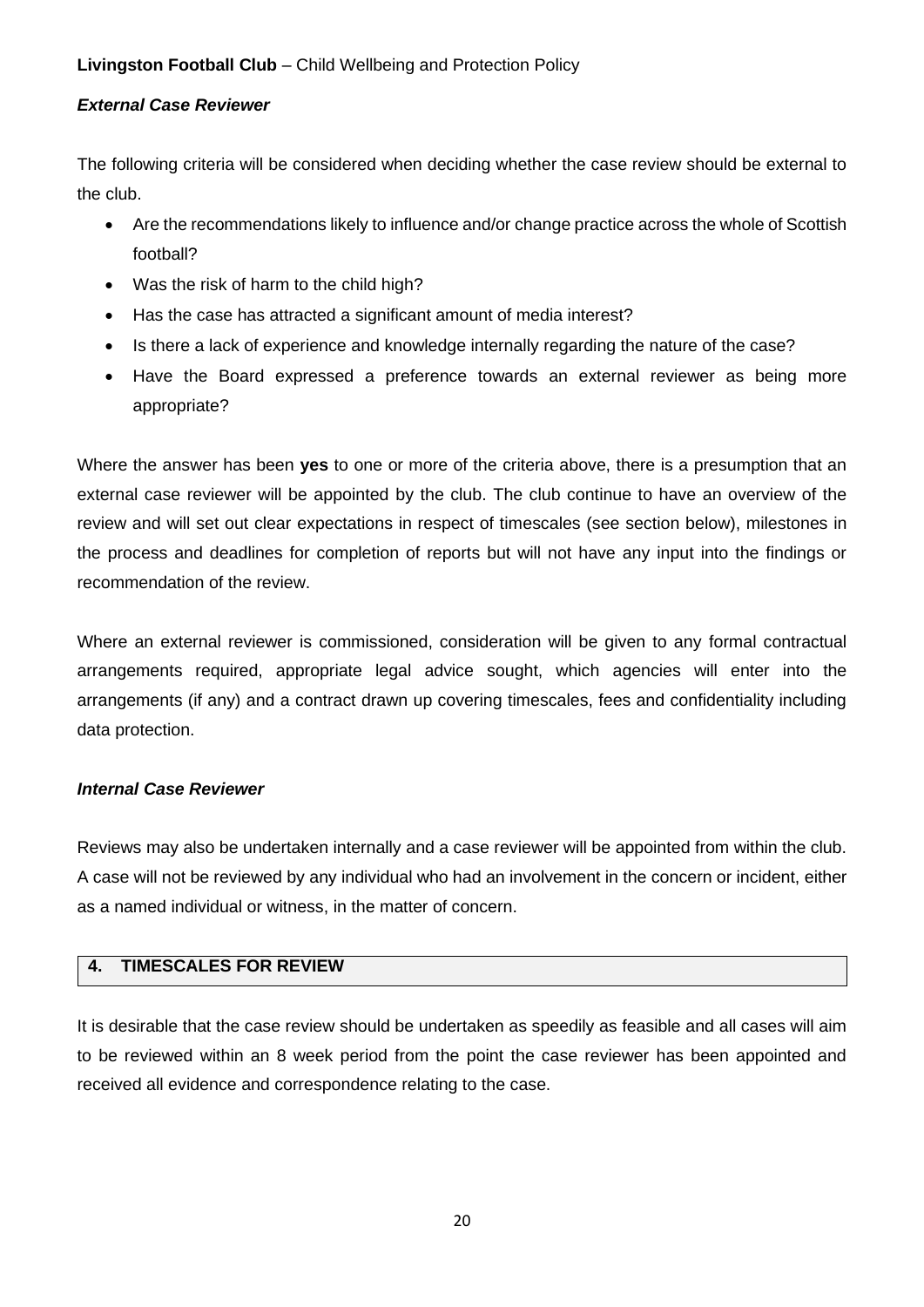### ***External Case Reviewer***

The following criteria will be considered when deciding whether the case review should be external to the club.

- Are the recommendations likely to influence and/or change practice across the whole of Scottish football?
- Was the risk of harm to the child high?
- Has the case has attracted a significant amount of media interest?
- Is there a lack of experience and knowledge internally regarding the nature of the case?
- Have the Board expressed a preference towards an external reviewer as being more appropriate?

Where the answer has been **yes** to one or more of the criteria above, there is a presumption that an external case reviewer will be appointed by the club. The club continue to have an overview of the review and will set out clear expectations in respect of timescales (see section below), milestones in the process and deadlines for completion of reports but will not have any input into the findings or recommendation of the review.

Where an external reviewer is commissioned, consideration will be given to any formal contractual arrangements required, appropriate legal advice sought, which agencies will enter into the arrangements (if any) and a contract drawn up covering timescales, fees and confidentiality including data protection.

### ***Internal Case Reviewer***

Reviews may also be undertaken internally and a case reviewer will be appointed from within the club. A case will not be reviewed by any individual who had an involvement in the concern or incident, either as a named individual or witness, in the matter of concern.

## 4. TIMESCALES FOR REVIEW

It is desirable that the case review should be undertaken as speedily as feasible and all cases will aim to be reviewed within an 8 week period from the point the case reviewer has been appointed and received all evidence and correspondence relating to the case.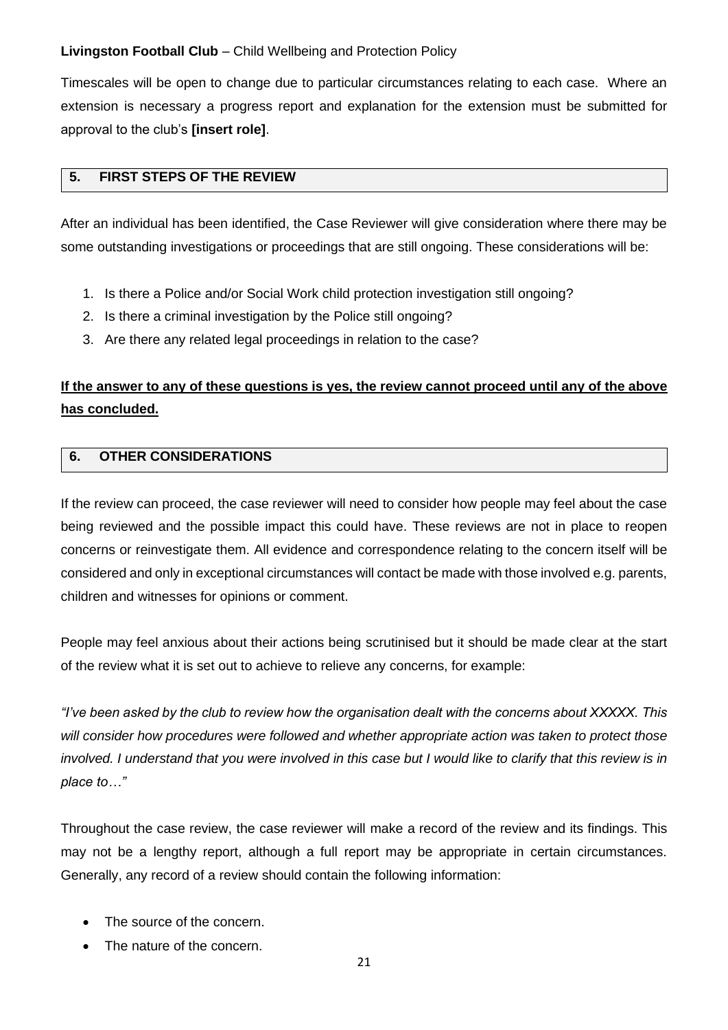Timescales will be open to change due to particular circumstances relating to each case. Where an extension is necessary a progress report and explanation for the extension must be submitted for approval to the club's **[insert role]**.

## 5. FIRST STEPS OF THE REVIEW

After an individual has been identified, the Case Reviewer will give consideration where there may be some outstanding investigations or proceedings that are still ongoing. These considerations will be:

1. Is there a Police and/or Social Work child protection investigation still ongoing?
2. Is there a criminal investigation by the Police still ongoing?
3. Are there any related legal proceedings in relation to the case?

<u>**If the answer to any of these questions is yes, the review cannot proceed until any of the above has concluded.**</u>

## 6. OTHER CONSIDERATIONS

If the review can proceed, the case reviewer will need to consider how people may feel about the case being reviewed and the possible impact this could have. These reviews are not in place to reopen concerns or reinvestigate them. All evidence and correspondence relating to the concern itself will be considered and only in exceptional circumstances will contact be made with those involved e.g. parents, children and witnesses for opinions or comment.

People may feel anxious about their actions being scrutinised but it should be made clear at the start of the review what it is set out to achieve to relieve any concerns, for example:

*"I've been asked by the club to review how the organisation dealt with the concerns about XXXXX. This will consider how procedures were followed and whether appropriate action was taken to protect those involved. I understand that you were involved in this case but I would like to clarify that this review is in place to…"*

Throughout the case review, the case reviewer will make a record of the review and its findings. This may not be a lengthy report, although a full report may be appropriate in certain circumstances. Generally, any record of a review should contain the following information:

- The source of the concern.
- The nature of the concern.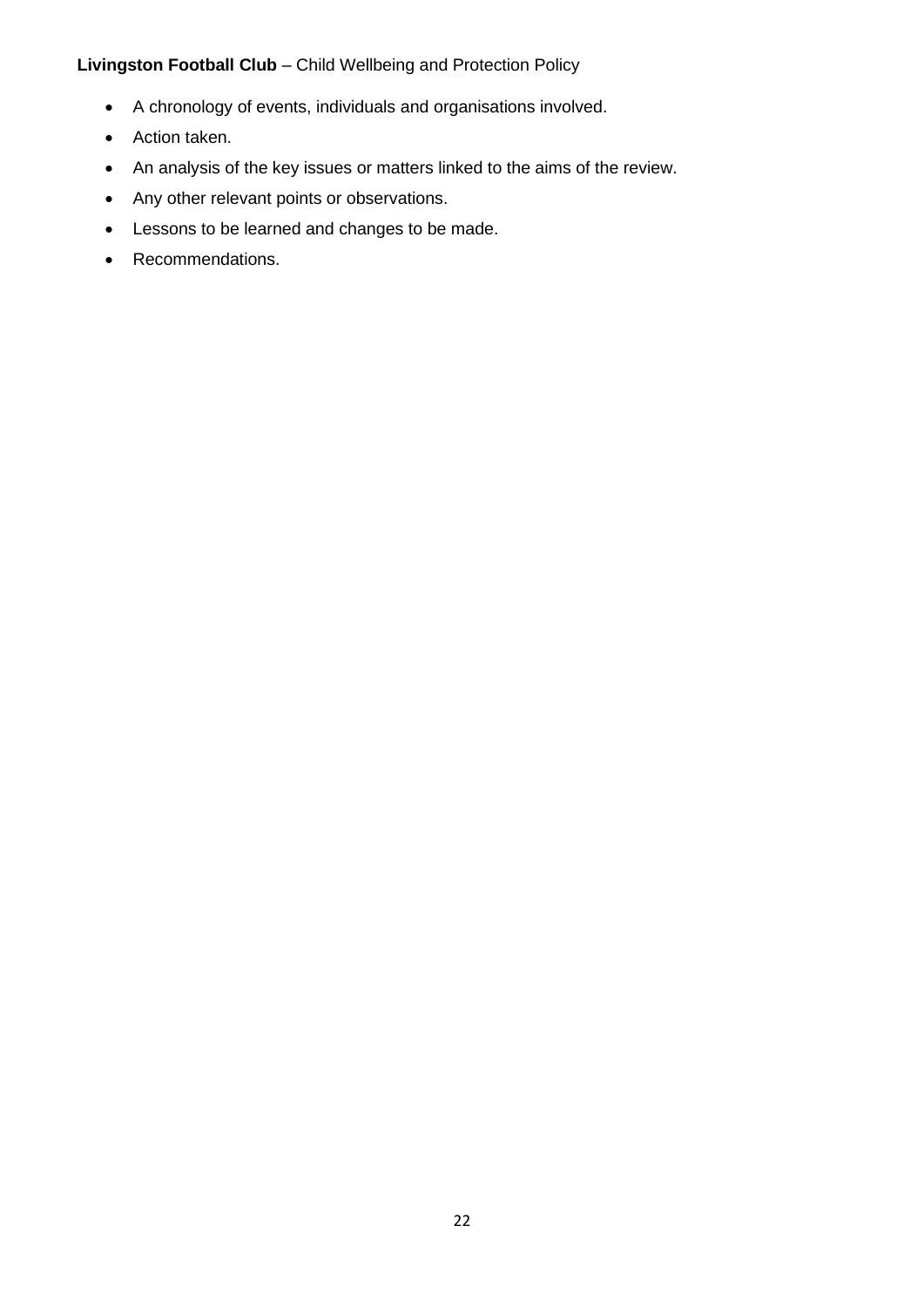- A chronology of events, individuals and organisations involved.
- Action taken.
- An analysis of the key issues or matters linked to the aims of the review.
- Any other relevant points or observations.
- Lessons to be learned and changes to be made.
- Recommendations.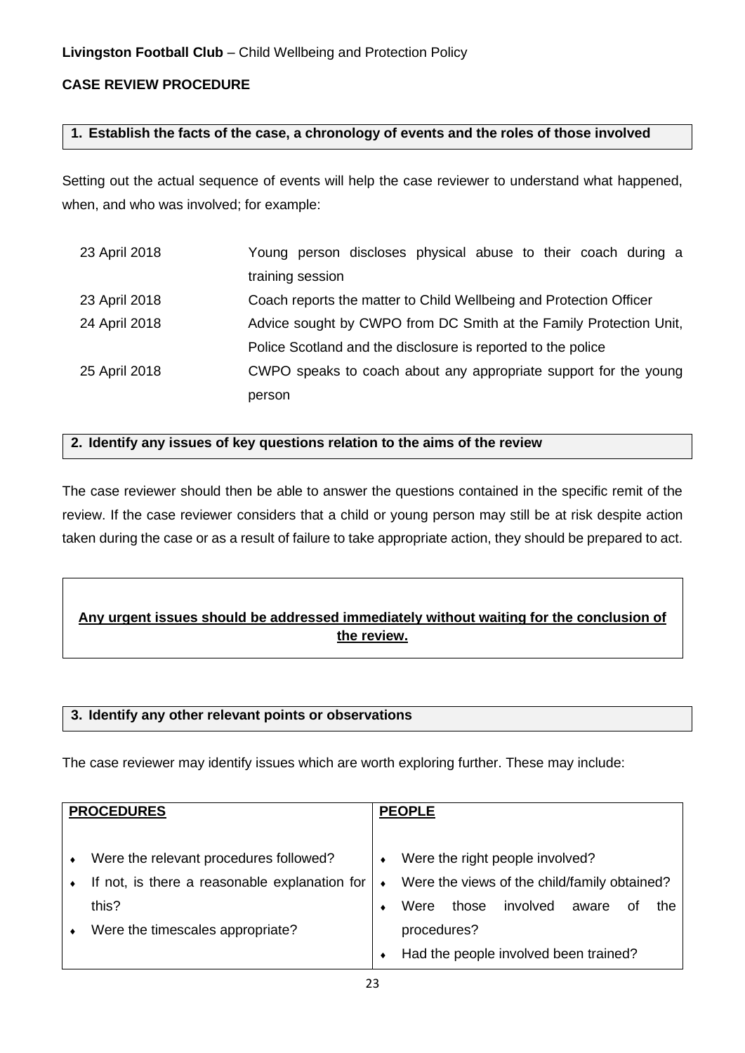**Livingston Football Club** – Child Wellbeing and Protection Policy

**CASE REVIEW PROCEDURE**

### 1. Establish the facts of the case, a chronology of events and the roles of those involved

Setting out the actual sequence of events will help the case reviewer to understand what happened, when, and who was involved; for example:

| | |
|---|---|
| 23 April 2018 | Young person discloses physical abuse to their coach during a training session |
| 23 April 2018 | Coach reports the matter to Child Wellbeing and Protection Officer |
| 24 April 2018 | Advice sought by CWPO from DC Smith at the Family Protection Unit, Police Scotland and the disclosure is reported to the police |
| 25 April 2018 | CWPO speaks to coach about any appropriate support for the young person |

### 2. Identify any issues of key questions relation to the aims of the review

The case reviewer should then be able to answer the questions contained in the specific remit of the review. If the case reviewer considers that a child or young person may still be at risk despite action taken during the case or as a result of failure to take appropriate action, they should be prepared to act.

**Any urgent issues should be addressed immediately without waiting for the conclusion of the review.**

### 3. Identify any other relevant points or observations

The case reviewer may identify issues which are worth exploring further. These may include:

| **PROCEDURES** | **PEOPLE** |
|---|---|
| • Were the relevant procedures followed?<br>• If not, is there a reasonable explanation for this?<br>• Were the timescales appropriate? | • Were the right people involved?<br>• Were the views of the child/family obtained?<br>• Were those involved aware of the procedures?<br>• Had the people involved been trained? |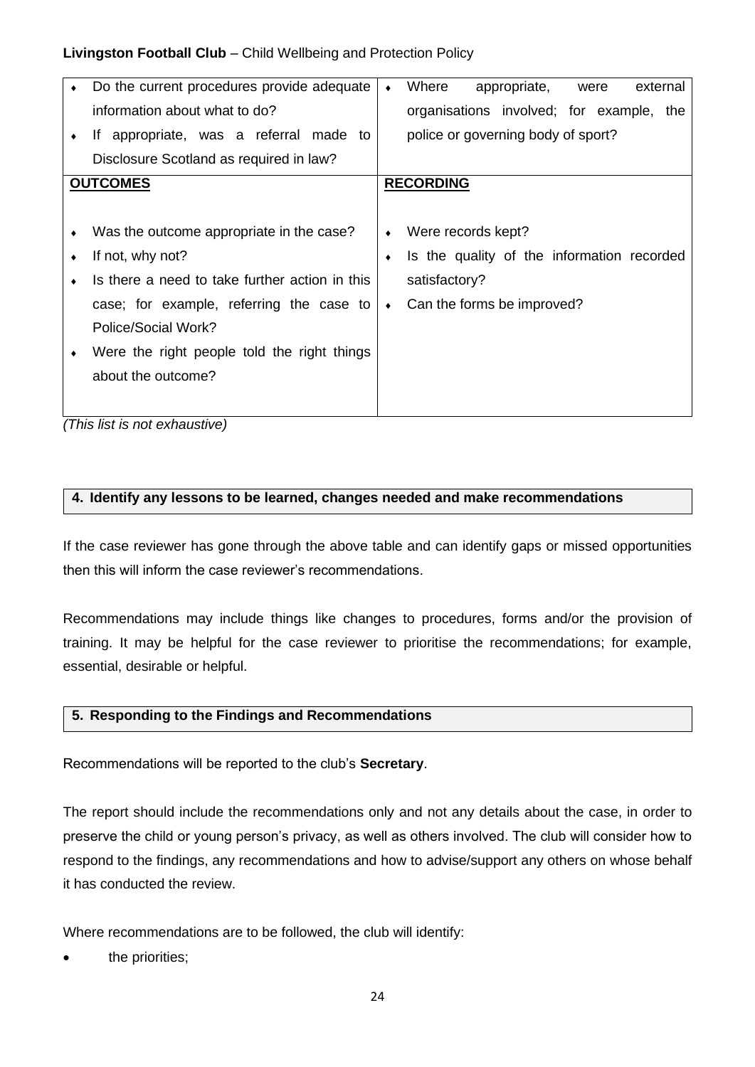| | |
|---|---|
| ♦ Do the current procedures provide adequate information about what to do?<br>♦ If appropriate, was a referral made to Disclosure Scotland as required in law? | ♦ Where appropriate, were external organisations involved; for example, the police or governing body of sport? |
| **OUTCOMES** | **RECORDING** |
| ♦ Was the outcome appropriate in the case?<br>♦ If not, why not?<br>♦ Is there a need to take further action in this case; for example, referring the case to Police/Social Work?<br>♦ Were the right people told the right things about the outcome? | ♦ Were records kept?<br>♦ Is the quality of the information recorded satisfactory?<br>♦ Can the forms be improved? |

*(This list is not exhaustive)*

## 4. Identify any lessons to be learned, changes needed and make recommendations

If the case reviewer has gone through the above table and can identify gaps or missed opportunities then this will inform the case reviewer's recommendations.

Recommendations may include things like changes to procedures, forms and/or the provision of training. It may be helpful for the case reviewer to prioritise the recommendations; for example, essential, desirable or helpful.

## 5. Responding to the Findings and Recommendations

Recommendations will be reported to the club's **Secretary**.

The report should include the recommendations only and not any details about the case, in order to preserve the child or young person's privacy, as well as others involved. The club will consider how to respond to the findings, any recommendations and how to advise/support any others on whose behalf it has conducted the review.

Where recommendations are to be followed, the club will identify:

- the priorities;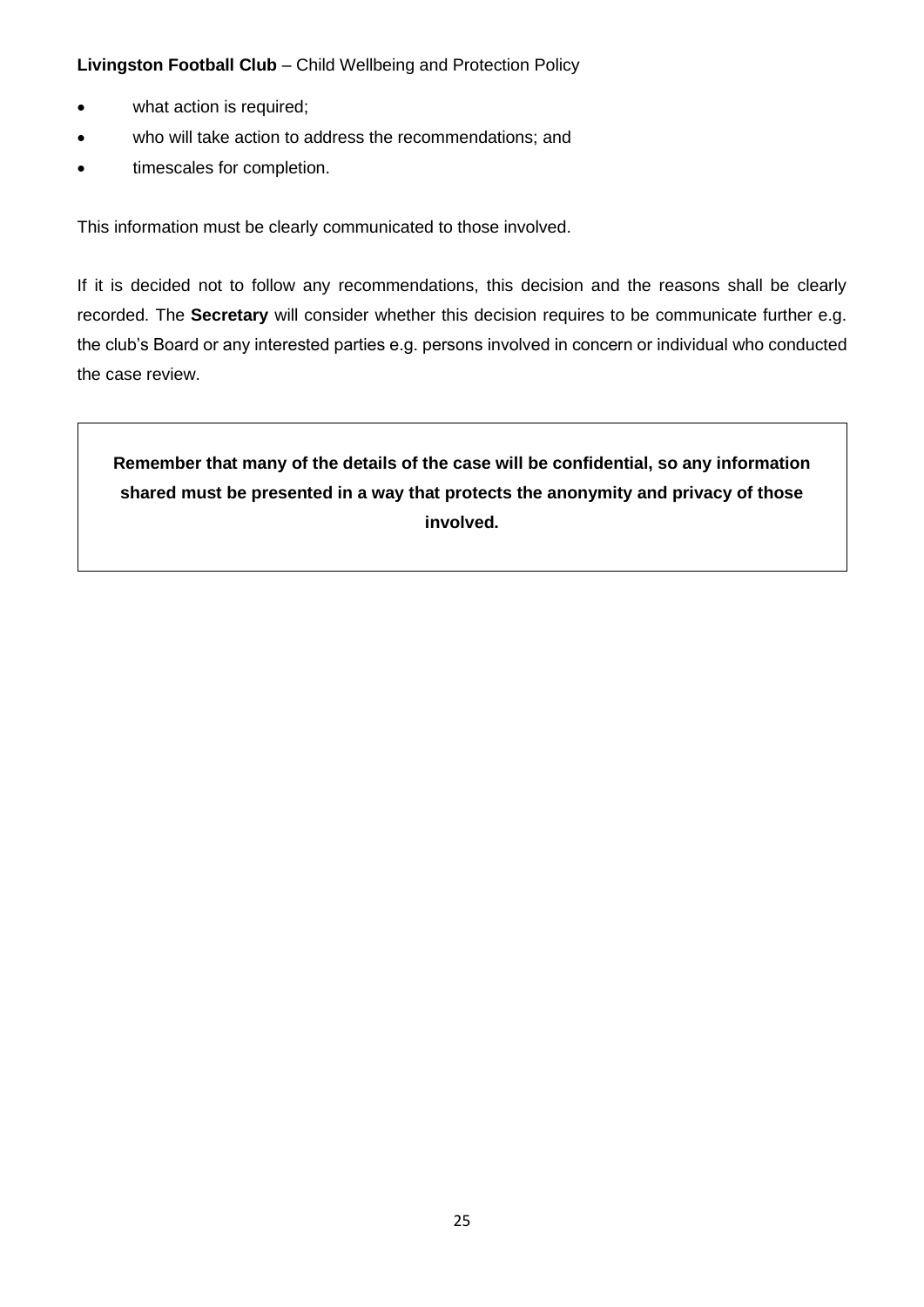- what action is required;
- who will take action to address the recommendations; and
- timescales for completion.

This information must be clearly communicated to those involved.

If it is decided not to follow any recommendations, this decision and the reasons shall be clearly recorded. The **Secretary** will consider whether this decision requires to be communicate further e.g. the club's Board or any interested parties e.g. persons involved in concern or individual who conducted the case review.

**Remember that many of the details of the case will be confidential, so any information shared must be presented in a way that protects the anonymity and privacy of those involved.**